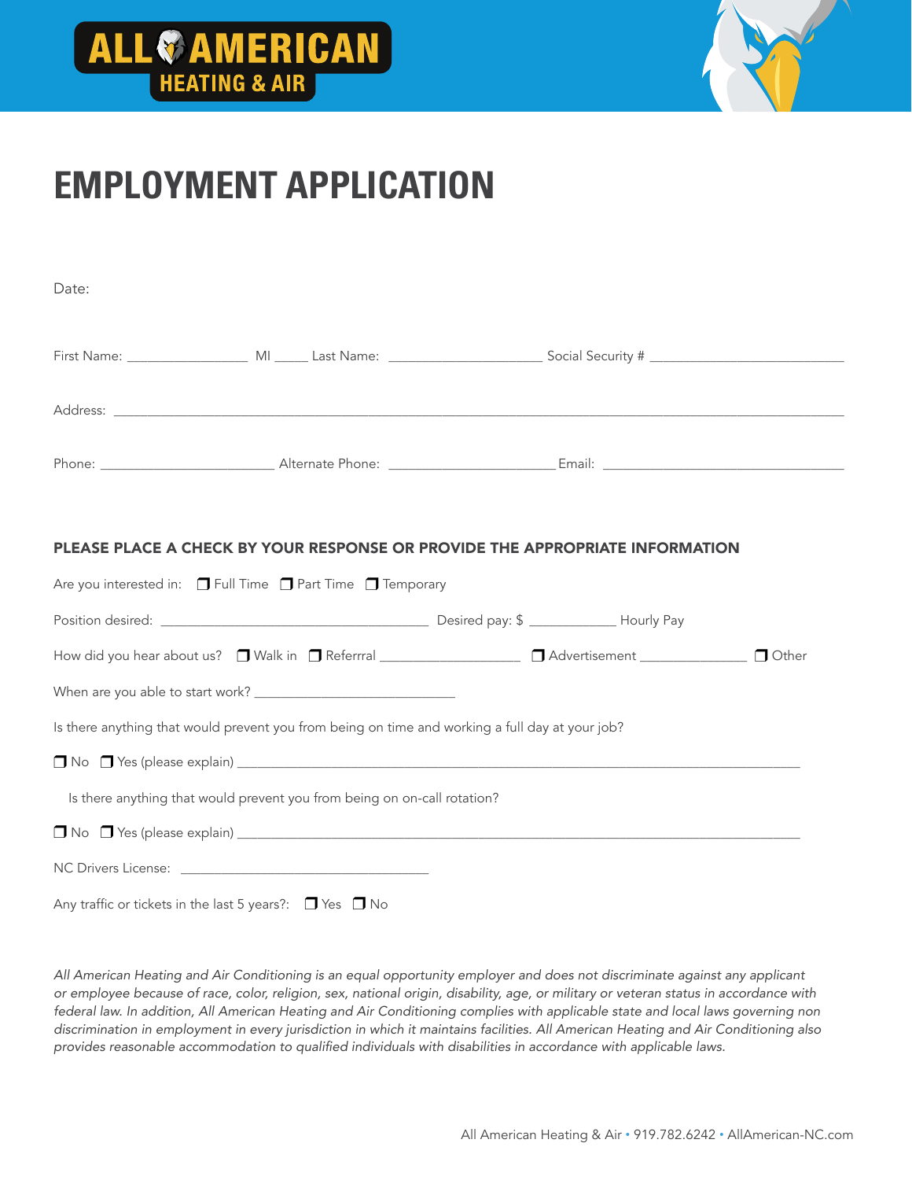# ALL AMERICAN HEATING & AIR

# EMPLOYMENT APPLICATION

Date:

First Name: ________________ MI _____ Last Name: ____________________ Social Security # ____________________________

Address: ____________________________________________________________________________________________

Phone: _______________________ Alternate Phone: ______________________ Email: ________________________________

**PLEASE PLACE A CHECK BY YOUR RESPONSE OR PROVIDE THE APPROPRIATE INFORMATION**

Are you interested in: ❒ Full Time ❒ Part Time ❒ Temporary

Position desired: ____________________________________ Desired pay: $ ____________ Hourly Pay

How did you hear about us? ❒ Walk in ❒ Referrral ___________________ ❒ Advertisement _______________ ❒ Other

When are you able to start work? ____________________________

Is there anything that would prevent you from being on time and working a full day at your job?

❒ No ❒ Yes (please explain) _______________________________________________________________________________

Is there anything that would prevent you from being on on-call rotation?

❒ No ❒ Yes (please explain) _______________________________________________________________________________

NC Drivers License: ____________________________________

Any traffic or tickets in the last 5 years?: ❒ Yes ❒ No

*All American Heating and Air Conditioning is an equal opportunity employer and does not discriminate against any applicant or employee because of race, color, religion, sex, national origin, disability, age, or military or veteran status in accordance with federal law. In addition, All American Heating and Air Conditioning complies with applicable state and local laws governing non discrimination in employment in every jurisdiction in which it maintains facilities. All American Heating and Air Conditioning also provides reasonable accommodation to qualified individuals with disabilities in accordance with applicable laws.*

All American Heating & Air • 919.782.6242 • AllAmerican-NC.com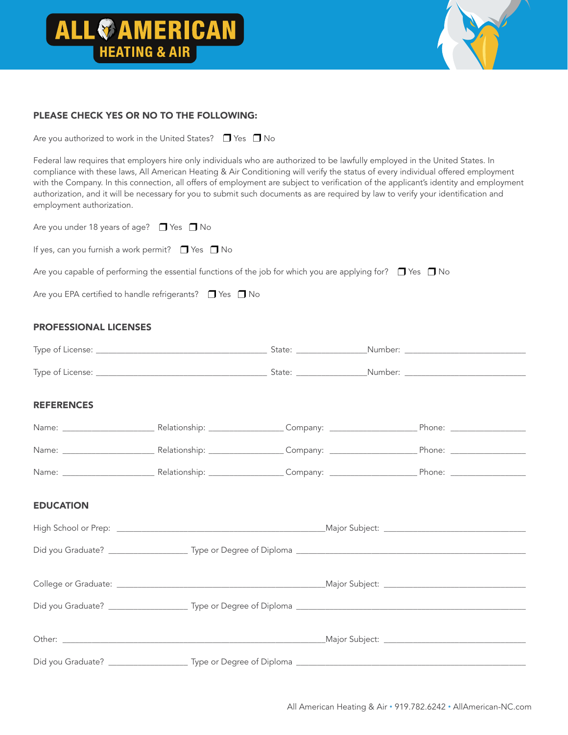**ALL AMERICAN HEATING & AIR**

## PLEASE CHECK YES OR NO TO THE FOLLOWING:

Are you authorized to work in the United States? ☐ Yes ☐ No

Federal law requires that employers hire only individuals who are authorized to be lawfully employed in the United States. In compliance with these laws, All American Heating & Air Conditioning will verify the status of every individual offered employment with the Company. In this connection, all offers of employment are subject to verification of the applicant's identity and employment authorization, and it will be necessary for you to submit such documents as are required by law to verify your identification and employment authorization.

Are you under 18 years of age? ☐ Yes ☐ No

If yes, can you furnish a work permit? ☐ Yes ☐ No

Are you capable of performing the essential functions of the job for which you are applying for? ☐ Yes ☐ No

Are you EPA certified to handle refrigerants? ☐ Yes ☐ No

## PROFESSIONAL LICENSES

Type of License: ______________________ State: __________ Number: ________________

Type of License: ______________________ State: __________ Number: ________________

## REFERENCES

Name: ______________ Relationship: ____________ Company: ______________ Phone: ____________

Name: ______________ Relationship: ____________ Company: ______________ Phone: ____________

Name: ______________ Relationship: ____________ Company: ______________ Phone: ____________

## EDUCATION

High School or Prep: ______________________________ Major Subject: ____________________

Did you Graduate? ____________ Type or Degree of Diploma ______________________________

College or Graduate: ______________________________ Major Subject: ____________________

Did you Graduate? ____________ Type or Degree of Diploma ______________________________

Other: ______________________________ Major Subject: ____________________

Did you Graduate? ____________ Type or Degree of Diploma ______________________________

All American Heating & Air • 919.782.6242 • AllAmerican-NC.com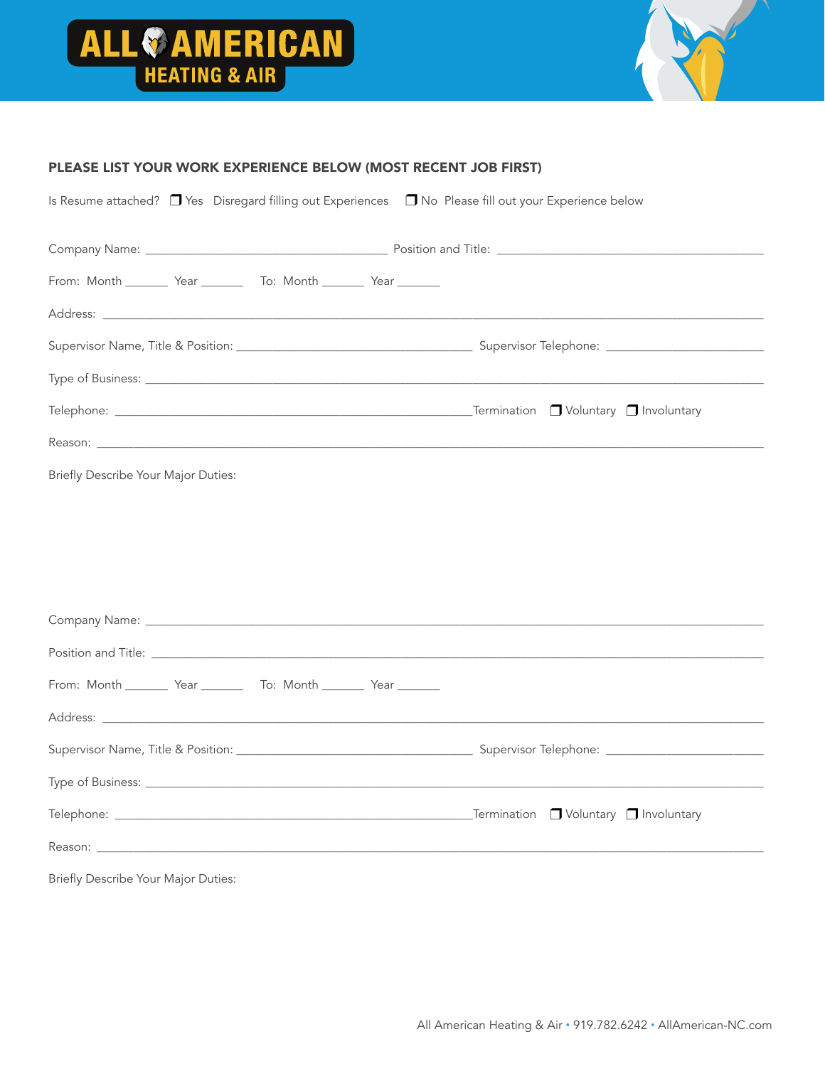**ALL AMERICAN HEATING & AIR**

## PLEASE LIST YOUR WORK EXPERIENCE BELOW (MOST RECENT JOB FIRST)

Is Resume attached? ❒ Yes Disregard filling out Experiences ❒ No Please fill out your Experience below

Company Name: ______________________________ Position and Title: ______________________________

From: Month _______ Year _______ To: Month _______ Year _______

Address: ____________________________________________________________

Supervisor Name, Title & Position: ______________________________ Supervisor Telephone: ____________________

Type of Business: ____________________________________________________________

Telephone: ______________________________ Termination ❒ Voluntary ❒ Involuntary

Reason: ____________________________________________________________

Briefly Describe Your Major Duties:

Company Name: ____________________________________________________________

Position and Title: ____________________________________________________________

From: Month _______ Year _______ To: Month _______ Year _______

Address: ____________________________________________________________

Supervisor Name, Title & Position: ______________________________ Supervisor Telephone: ____________________

Type of Business: ____________________________________________________________

Telephone: ______________________________ Termination ❒ Voluntary ❒ Involuntary

Reason: ____________________________________________________________

Briefly Describe Your Major Duties:

All American Heating & Air • 919.782.6242 • AllAmerican-NC.com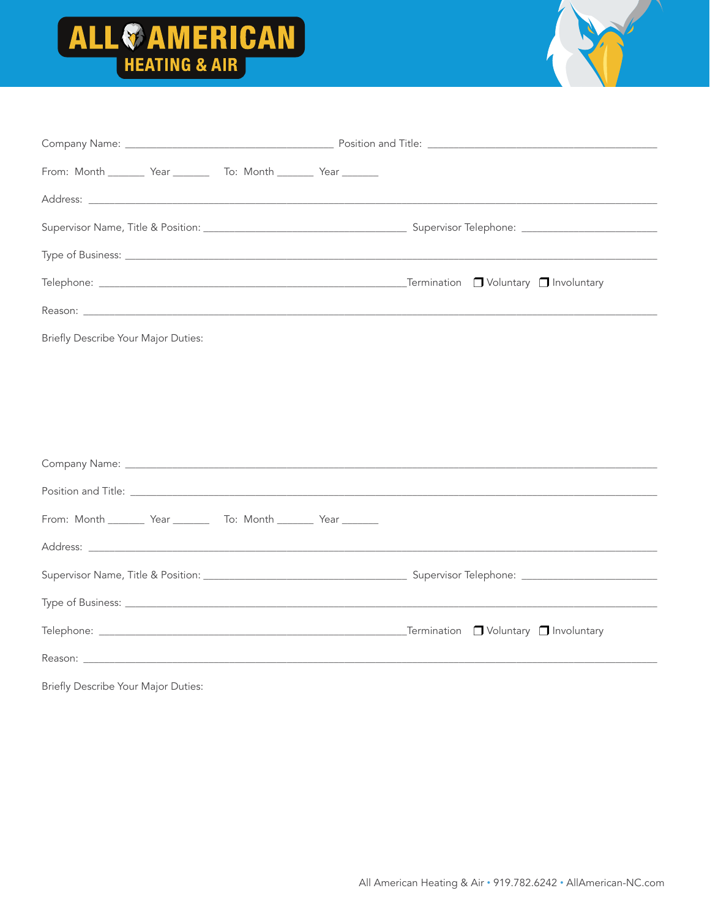**ALL AMERICAN HEATING & AIR**

Company Name: ______________________________ Position and Title: ______________________________

From: Month _______ Year _______ To: Month _______ Year _______

Address: ____________________________________________________________

Supervisor Name, Title & Position: ______________________________ Supervisor Telephone: ____________________

Type of Business: ____________________________________________________________

Telephone: ____________________________________________ Termination ❐ Voluntary ❐ Involuntary

Reason: ____________________________________________________________

Briefly Describe Your Major Duties:

Company Name: ____________________________________________________________

Position and Title: ____________________________________________________________

From: Month _______ Year _______ To: Month _______ Year _______

Address: ____________________________________________________________

Supervisor Name, Title & Position: ______________________________ Supervisor Telephone: ____________________

Type of Business: ____________________________________________________________

Telephone: ____________________________________________ Termination ❐ Voluntary ❐ Involuntary

Reason: ____________________________________________________________

Briefly Describe Your Major Duties:

All American Heating & Air • 919.782.6242 • AllAmerican-NC.com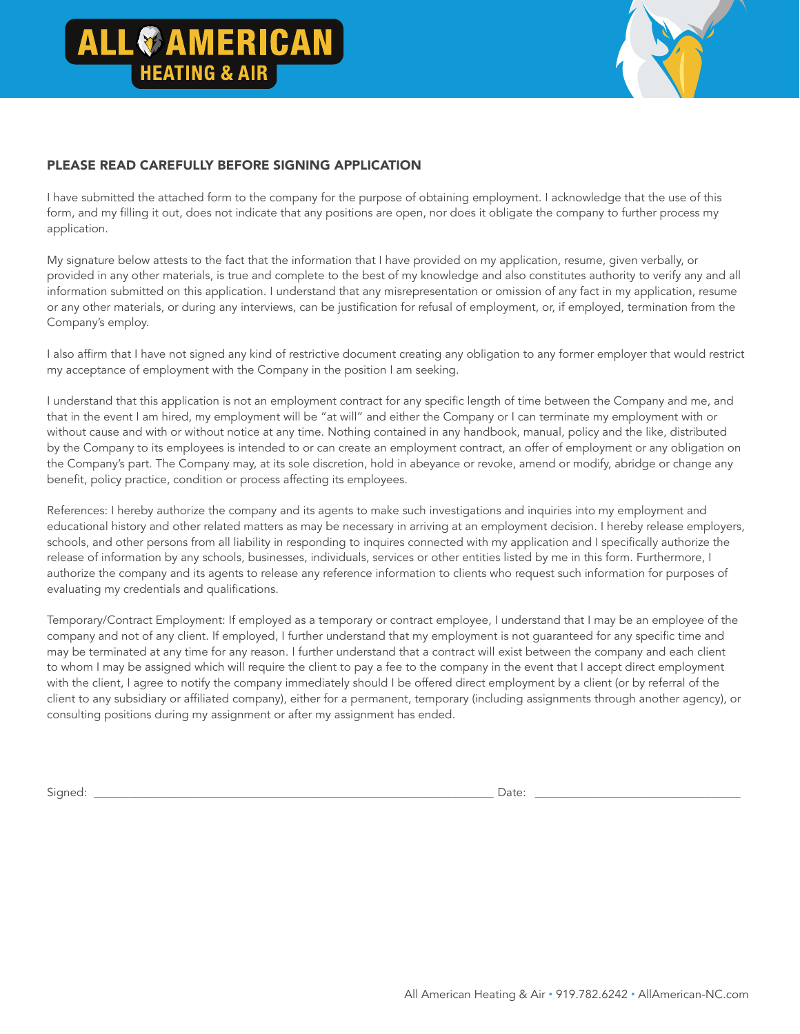## PLEASE READ CAREFULLY BEFORE SIGNING APPLICATION

I have submitted the attached form to the company for the purpose of obtaining employment. I acknowledge that the use of this form, and my filling it out, does not indicate that any positions are open, nor does it obligate the company to further process my application.

My signature below attests to the fact that the information that I have provided on my application, resume, given verbally, or provided in any other materials, is true and complete to the best of my knowledge and also constitutes authority to verify any and all information submitted on this application. I understand that any misrepresentation or omission of any fact in my application, resume or any other materials, or during any interviews, can be justification for refusal of employment, or, if employed, termination from the Company's employ.

I also affirm that I have not signed any kind of restrictive document creating any obligation to any former employer that would restrict my acceptance of employment with the Company in the position I am seeking.

I understand that this application is not an employment contract for any specific length of time between the Company and me, and that in the event I am hired, my employment will be "at will" and either the Company or I can terminate my employment with or without cause and with or without notice at any time. Nothing contained in any handbook, manual, policy and the like, distributed by the Company to its employees is intended to or can create an employment contract, an offer of employment or any obligation on the Company's part. The Company may, at its sole discretion, hold in abeyance or revoke, amend or modify, abridge or change any benefit, policy practice, condition or process affecting its employees.

References: I hereby authorize the company and its agents to make such investigations and inquiries into my employment and educational history and other related matters as may be necessary in arriving at an employment decision. I hereby release employers, schools, and other persons from all liability in responding to inquires connected with my application and I specifically authorize the release of information by any schools, businesses, individuals, services or other entities listed by me in this form. Furthermore, I authorize the company and its agents to release any reference information to clients who request such information for purposes of evaluating my credentials and qualifications.

Temporary/Contract Employment: If employed as a temporary or contract employee, I understand that I may be an employee of the company and not of any client. If employed, I further understand that my employment is not guaranteed for any specific time and may be terminated at any time for any reason. I further understand that a contract will exist between the company and each client to whom I may be assigned which will require the client to pay a fee to the company in the event that I accept direct employment with the client, I agree to notify the company immediately should I be offered direct employment by a client (or by referral of the client to any subsidiary or affiliated company), either for a permanent, temporary (including assignments through another agency), or consulting positions during my assignment or after my assignment has ended.

Signed: ______________________________________________ Date: ______________________________